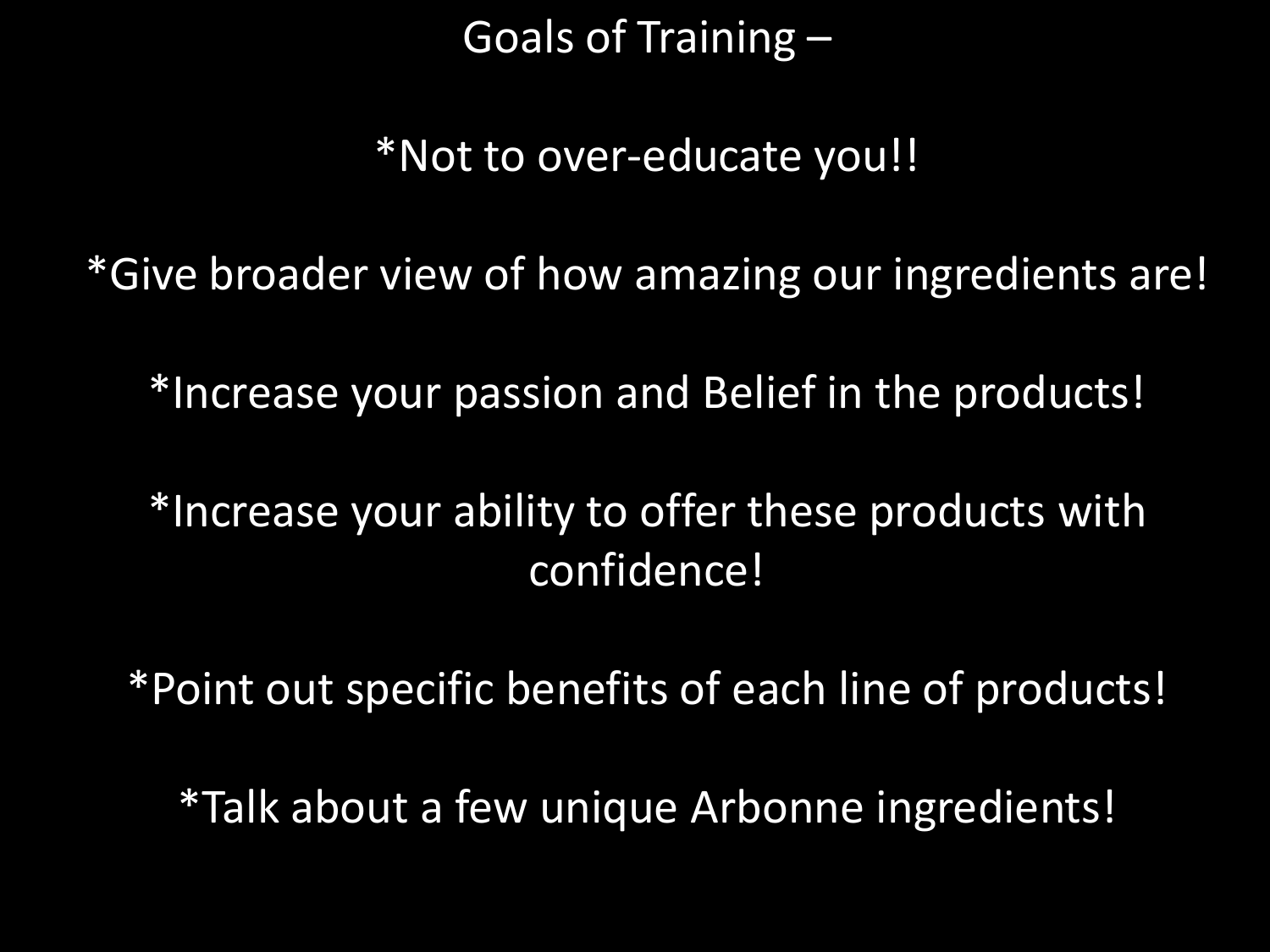# Goals of Training –

*Not to over-educate you!!

*Give broader view of how amazing our ingredients are!

*Increase your passion and Belief in the products!

*Increase your ability to offer these products with confidence!

*Point out specific benefits of each line of products!

*Talk about a few unique Arbonne ingredients!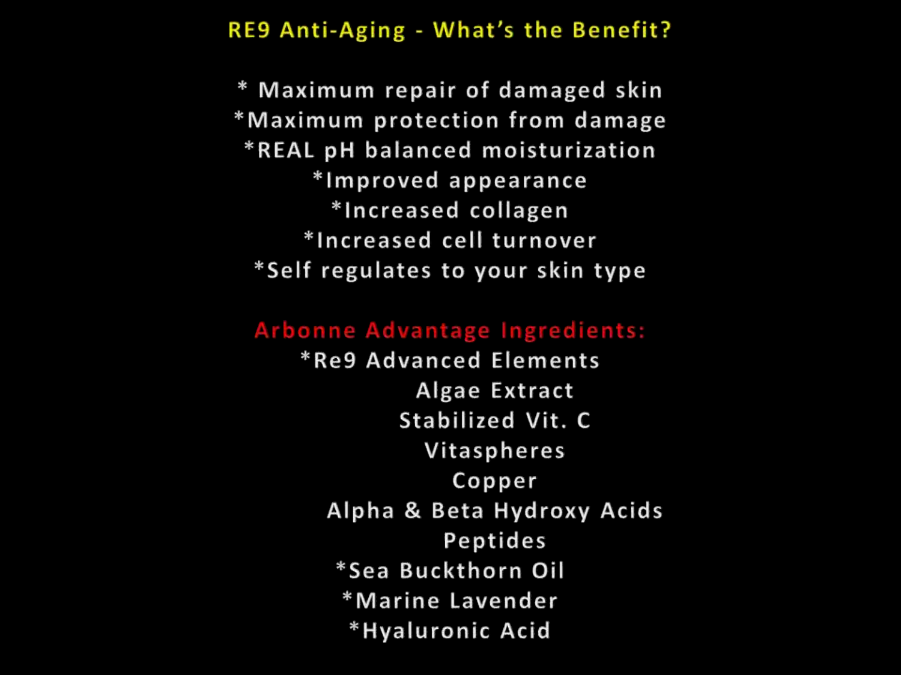## RE9 Anti-Aging - What's the Benefit?

* Maximum repair of damaged skin
* Maximum protection from damage
* REAL pH balanced moisturization
* Improved appearance
* Increased collagen
* Increased cell turnover
* Self regulates to your skin type

## Arbonne Advantage Ingredients:

* Re9 Advanced Elements
  - Algae Extract
  - Stabilized Vit. C
  - Vitaspheres
  - Copper
  - Alpha & Beta Hydroxy Acids
  - Peptides
* Sea Buckthorn Oil
* Marine Lavender
* Hyaluronic Acid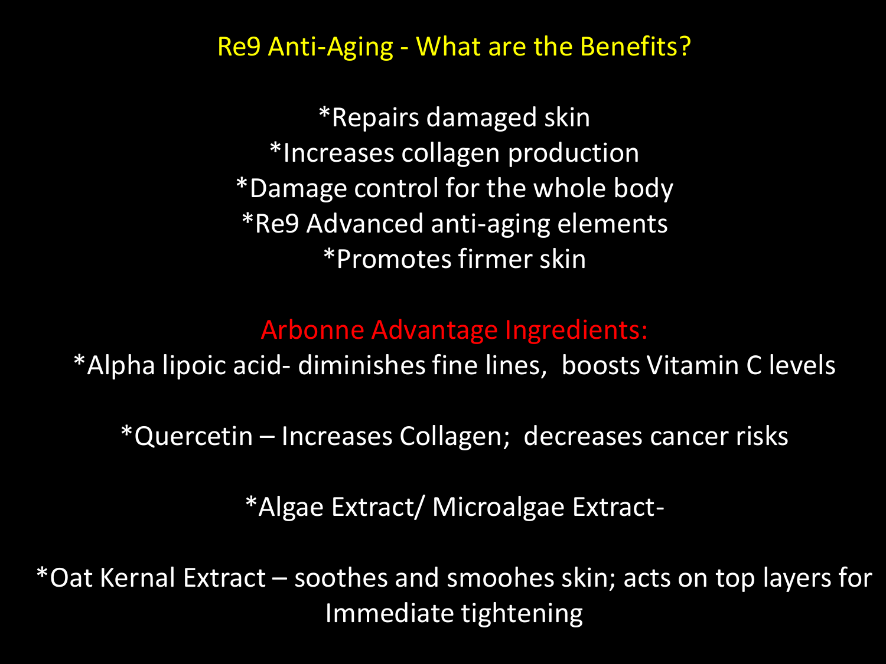# Re9 Anti-Aging - What are the Benefits?

*Repairs damaged skin
*Increases collagen production
*Damage control for the whole body
*Re9 Advanced anti-aging elements
*Promotes firmer skin

## Arbonne Advantage Ingredients:

*Alpha lipoic acid- diminishes fine lines,  boosts Vitamin C levels

*Quercetin – Increases Collagen;  decreases cancer risks

*Algae Extract/ Microalgae Extract-

*Oat Kernal Extract – soothes and smoohes skin; acts on top layers for Immediate tightening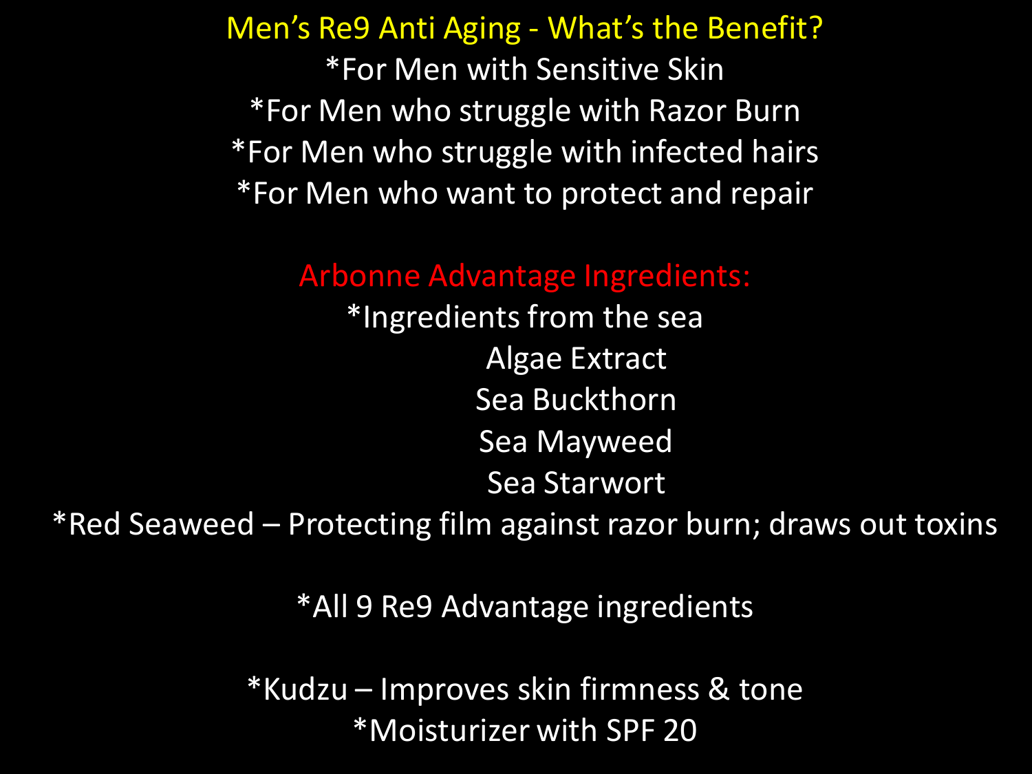## Men's Re9 Anti Aging - What's the Benefit?

*For Men with Sensitive Skin

*For Men who struggle with Razor Burn

*For Men who struggle with infected hairs

*For Men who want to protect and repair

## Arbonne Advantage Ingredients:

*Ingredients from the sea

Algae Extract

Sea Buckthorn

Sea Mayweed

Sea Starwort

*Red Seaweed – Protecting film against razor burn; draws out toxins

*All 9 Re9 Advantage ingredients

*Kudzu – Improves skin firmness & tone

*Moisturizer with SPF 20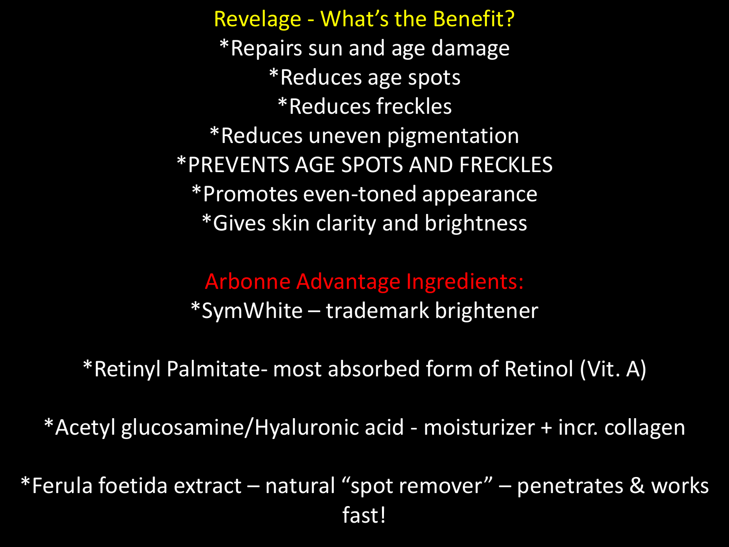## Revelage - What's the Benefit?

*Repairs sun and age damage
*Reduces age spots
*Reduces freckles
*Reduces uneven pigmentation
*PREVENTS AGE SPOTS AND FRECKLES
*Promotes even-toned appearance
*Gives skin clarity and brightness

## Arbonne Advantage Ingredients:

*SymWhite – trademark brightener

*Retinyl Palmitate- most absorbed form of Retinol (Vit. A)

*Acetyl glucosamine/Hyaluronic acid - moisturizer + incr. collagen

*Ferula foetida extract – natural "spot remover" – penetrates & works fast!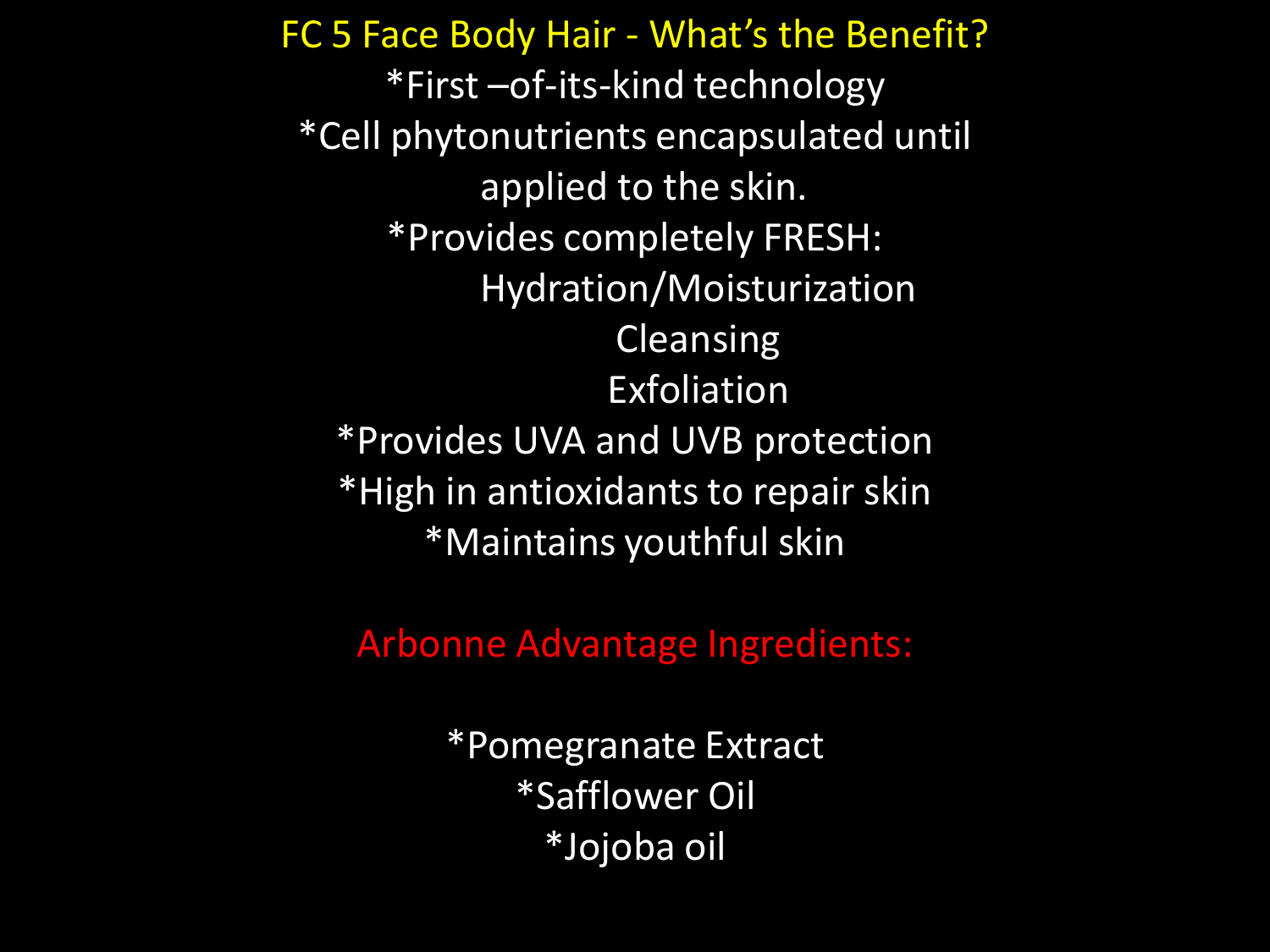## FC 5 Face Body Hair - What's the Benefit?

*First –of-its-kind technology

*Cell phytonutrients encapsulated until applied to the skin.

*Provides completely FRESH:

Hydration/Moisturization

Cleansing

Exfoliation

*Provides UVA and UVB protection

*High in antioxidants to repair skin

*Maintains youthful skin

## Arbonne Advantage Ingredients:

*Pomegranate Extract

*Safflower Oil

*Jojoba oil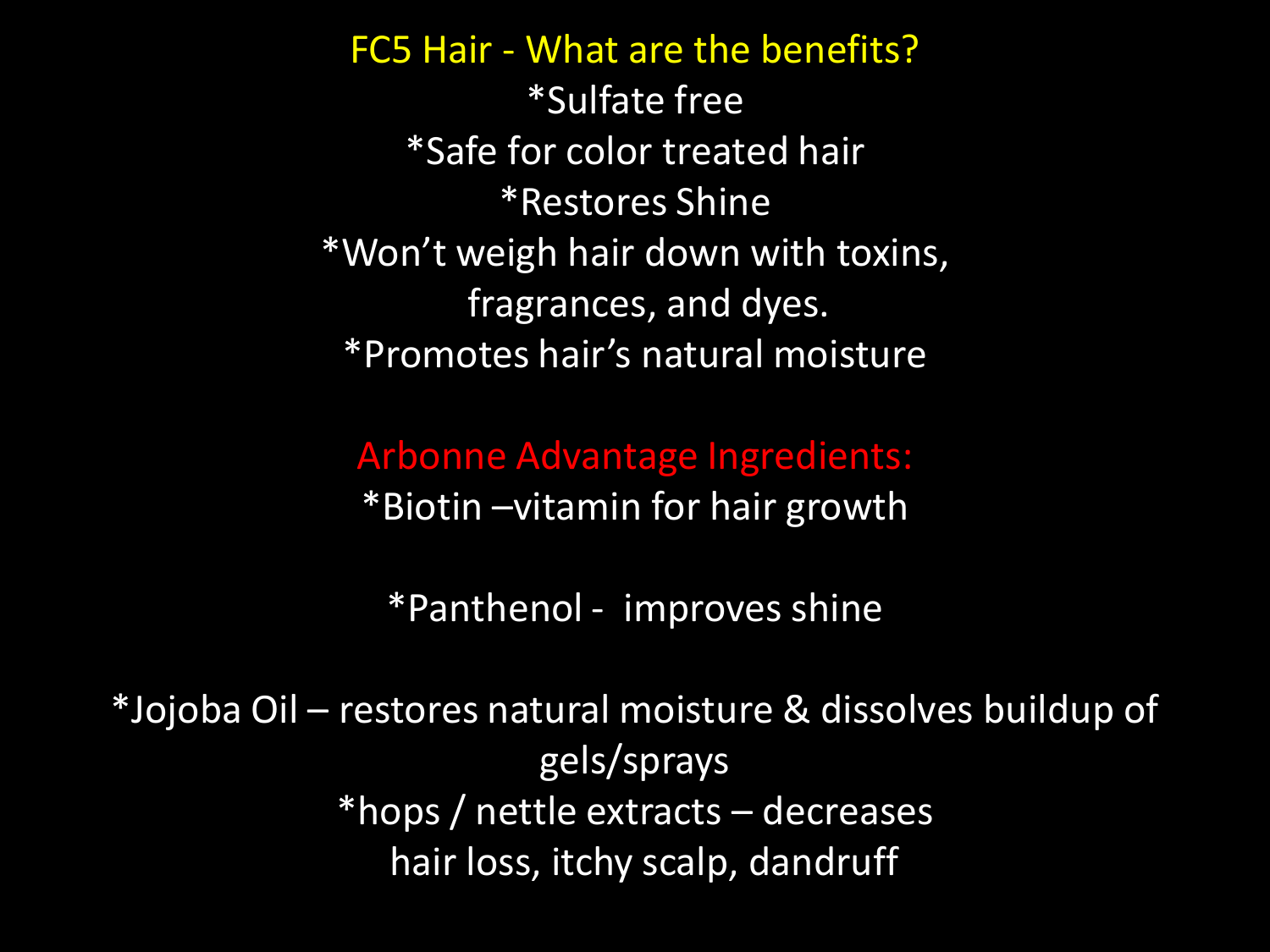## FC5 Hair - What are the benefits?

*Sulfate free
*Safe for color treated hair
*Restores Shine
*Won't weigh hair down with toxins, fragrances, and dyes.
*Promotes hair's natural moisture

## Arbonne Advantage Ingredients:

*Biotin –vitamin for hair growth

*Panthenol - improves shine

*Jojoba Oil – restores natural moisture & dissolves buildup of gels/sprays
*hops / nettle extracts – decreases hair loss, itchy scalp, dandruff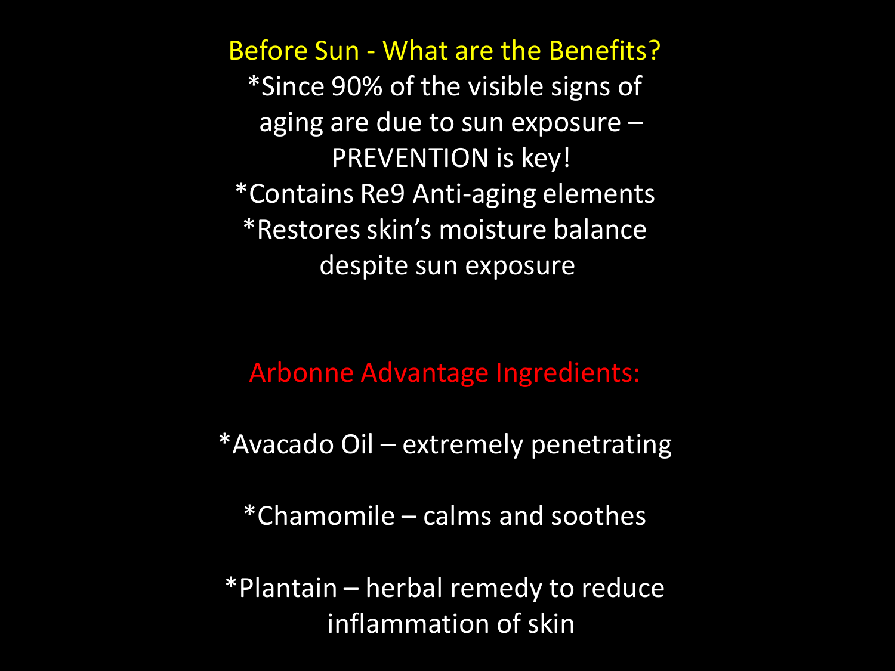## Before Sun - What are the Benefits?

*Since 90% of the visible signs of aging are due to sun exposure – PREVENTION is key!

*Contains Re9 Anti-aging elements

*Restores skin's moisture balance despite sun exposure

## Arbonne Advantage Ingredients:

*Avacado Oil – extremely penetrating

*Chamomile – calms and soothes

*Plantain – herbal remedy to reduce inflammation of skin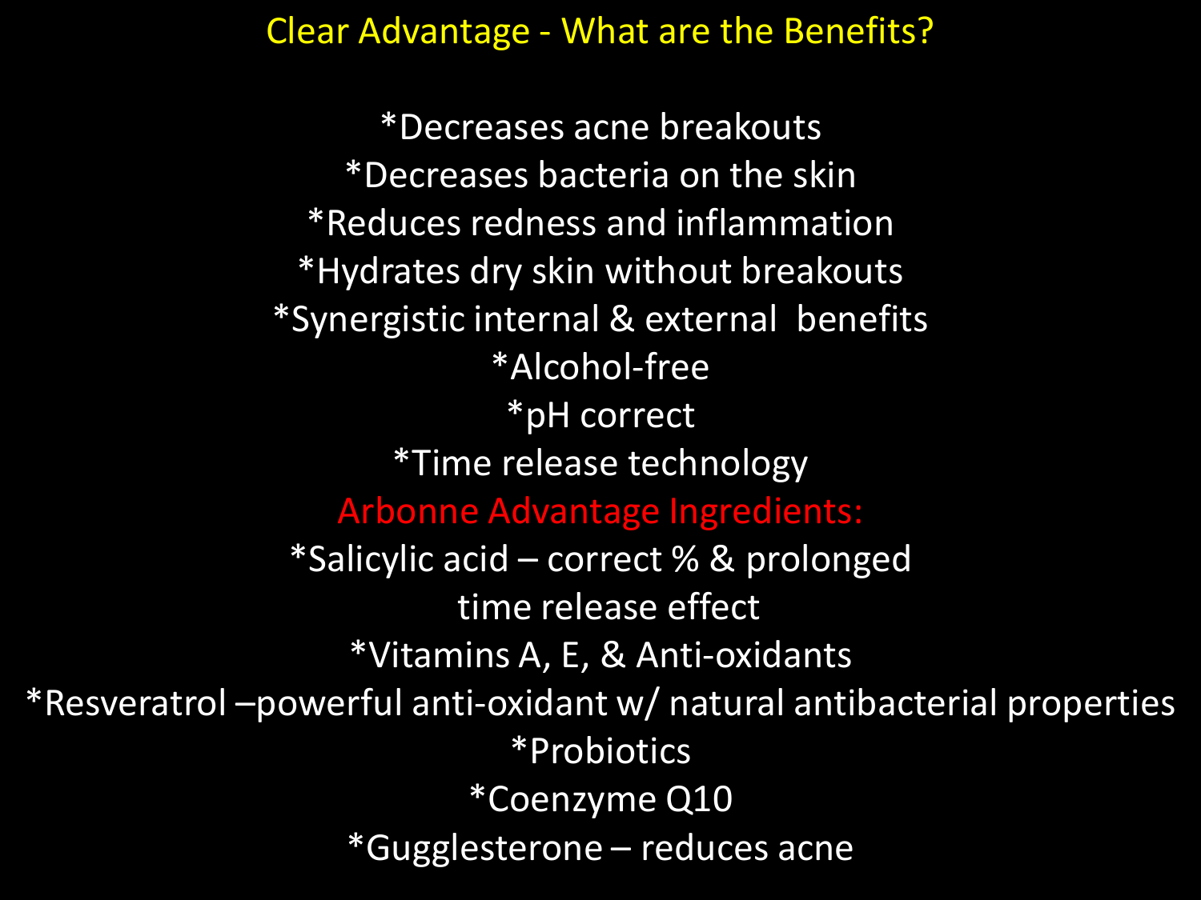# Clear Advantage - What are the Benefits?

*Decreases acne breakouts
*Decreases bacteria on the skin
*Reduces redness and inflammation
*Hydrates dry skin without breakouts
*Synergistic internal & external benefits
*Alcohol-free
*pH correct
*Time release technology

## Arbonne Advantage Ingredients:

*Salicylic acid – correct % & prolonged time release effect
*Vitamins A, E, & Anti-oxidants
*Resveratrol –powerful anti-oxidant w/ natural antibacterial properties
*Probiotics
*Coenzyme Q10
*Gugglesterone – reduces acne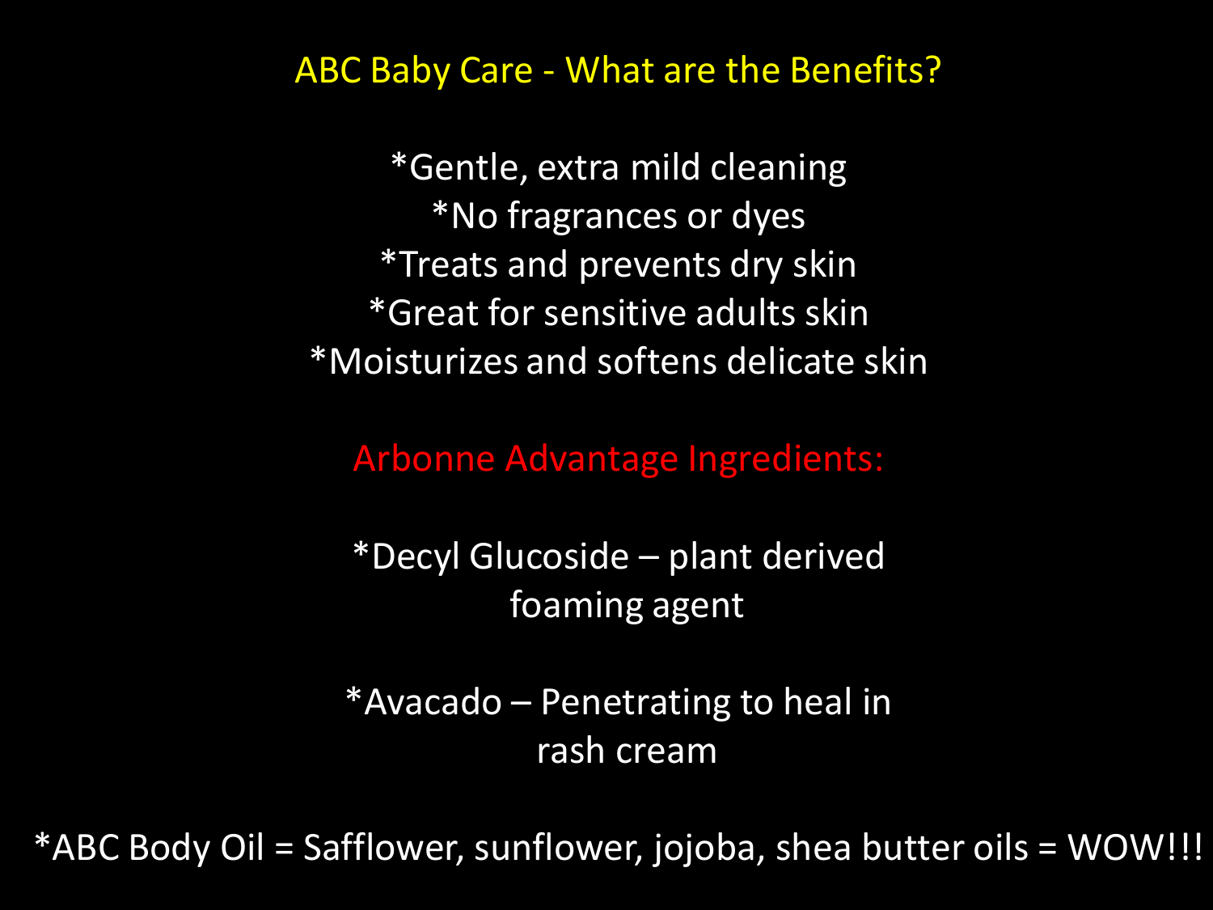# ABC Baby Care - What are the Benefits?

*Gentle, extra mild cleaning
*No fragrances or dyes
*Treats and prevents dry skin
*Great for sensitive adults skin
*Moisturizes and softens delicate skin

## Arbonne Advantage Ingredients:

*Decyl Glucoside – plant derived foaming agent

*Avacado – Penetrating to heal in rash cream

*ABC Body Oil = Safflower, sunflower, jojoba, shea butter oils = WOW!!!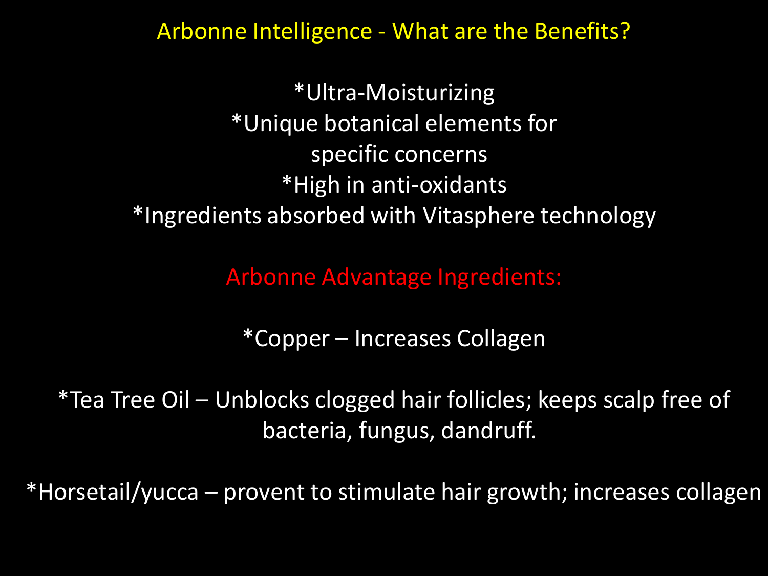## Arbonne Intelligence - What are the Benefits?

*Ultra-Moisturizing
*Unique botanical elements for specific concerns
*High in anti-oxidants
*Ingredients absorbed with Vitasphere technology

## Arbonne Advantage Ingredients:

*Copper – Increases Collagen

*Tea Tree Oil – Unblocks clogged hair follicles; keeps scalp free of bacteria, fungus, dandruff.

*Horsetail/yucca – provent to stimulate hair growth; increases collagen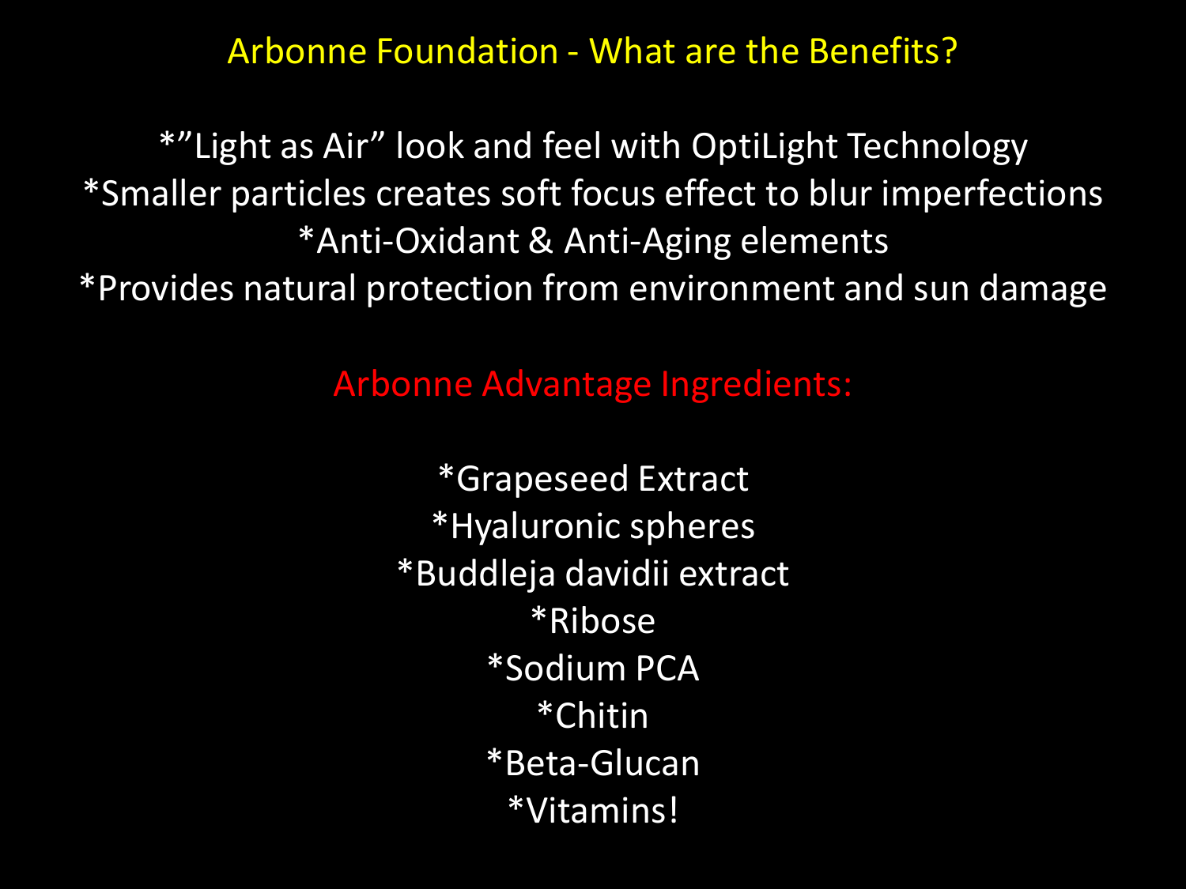# Arbonne Foundation - What are the Benefits?

*”Light as Air” look and feel with OptiLight Technology
*Smaller particles creates soft focus effect to blur imperfections
*Anti-Oxidant & Anti-Aging elements
*Provides natural protection from environment and sun damage

## Arbonne Advantage Ingredients:

*Grapeseed Extract
*Hyaluronic spheres
*Buddleja davidii extract
*Ribose
*Sodium PCA
*Chitin
*Beta-Glucan
*Vitamins!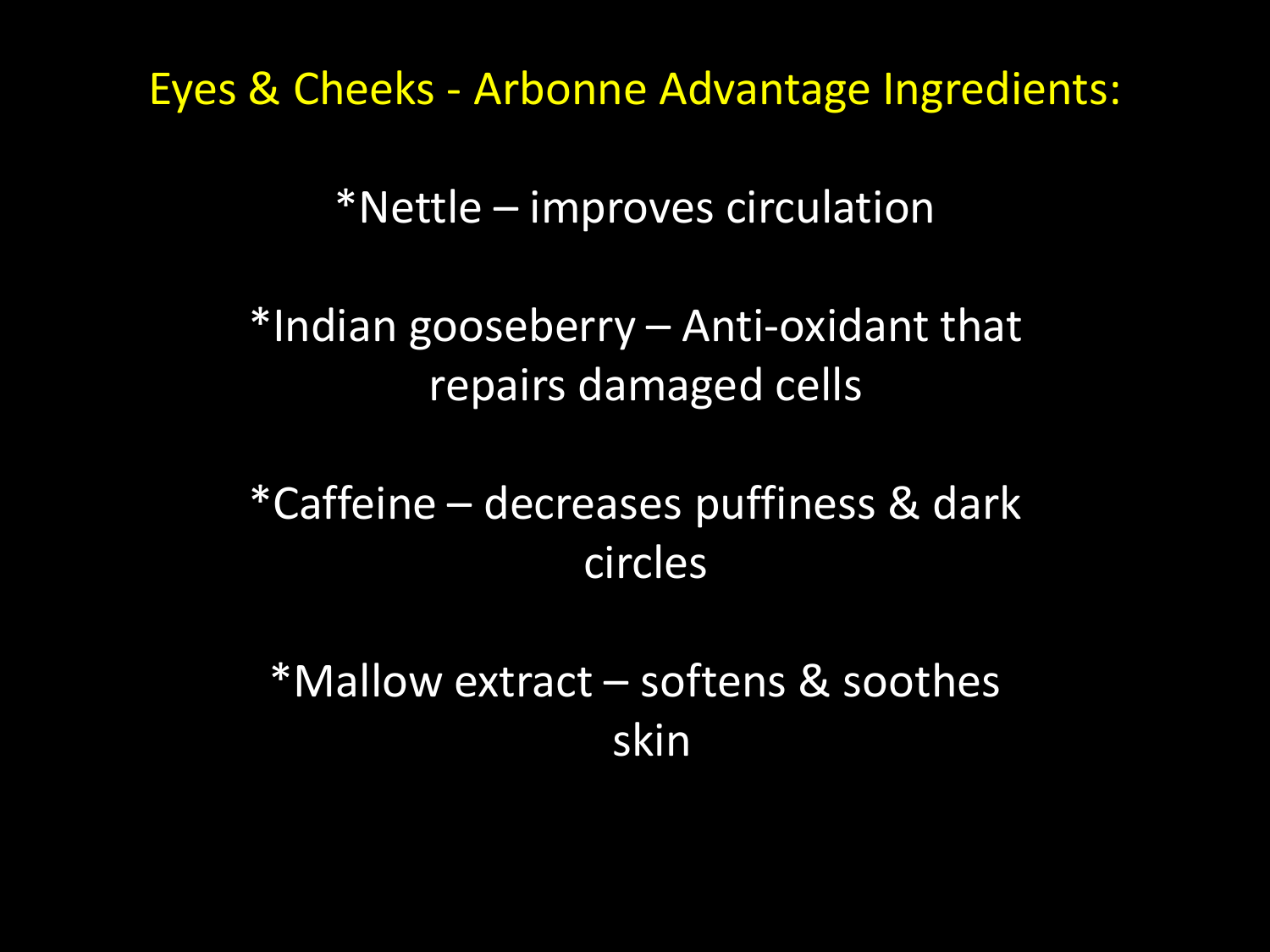# Eyes & Cheeks - Arbonne Advantage Ingredients:

*Nettle – improves circulation

*Indian gooseberry – Anti-oxidant that repairs damaged cells

*Caffeine – decreases puffiness & dark circles

*Mallow extract – softens & soothes skin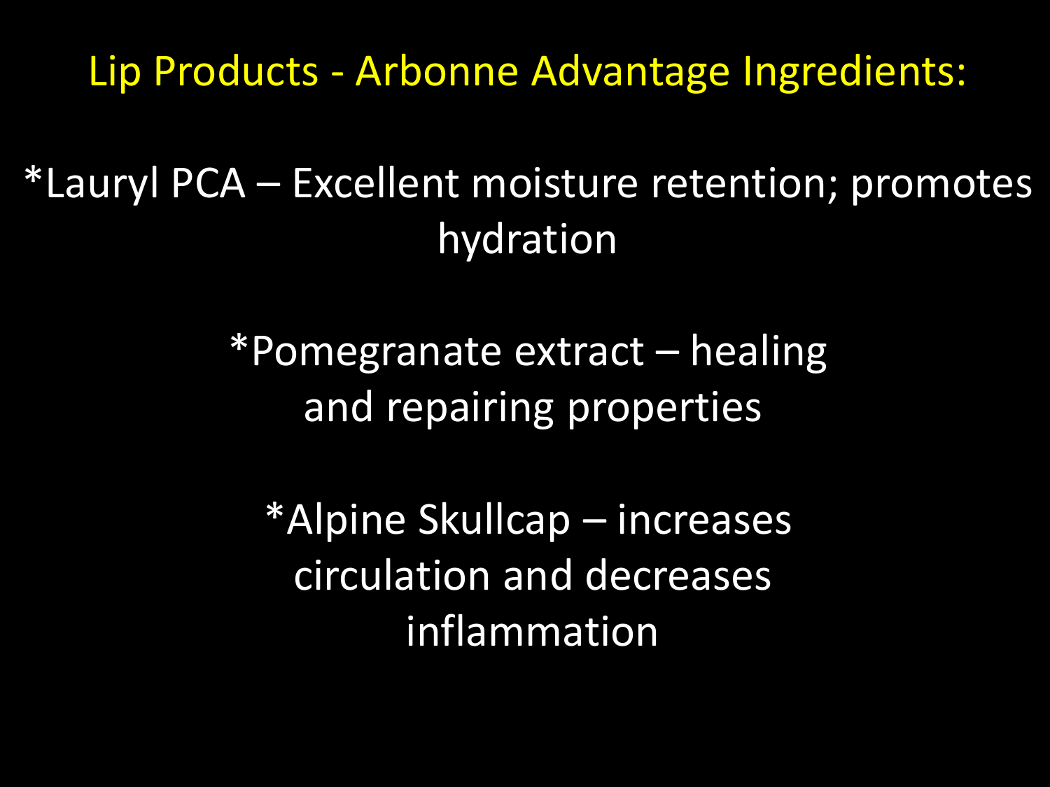# Lip Products - Arbonne Advantage Ingredients:

*Lauryl PCA – Excellent moisture retention; promotes hydration

*Pomegranate extract – healing and repairing properties

*Alpine Skullcap – increases circulation and decreases inflammation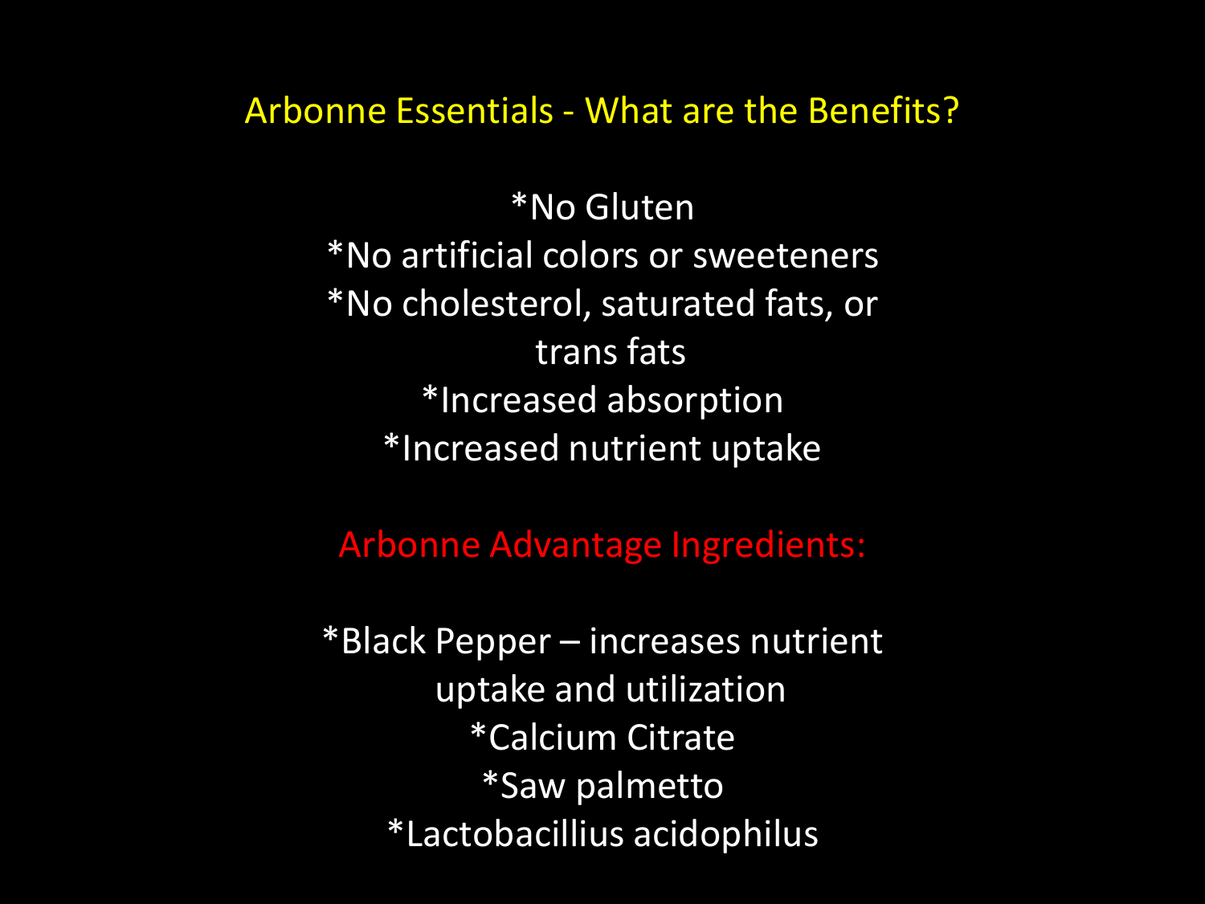# Arbonne Essentials - What are the Benefits?

*No Gluten
*No artificial colors or sweeteners
*No cholesterol, saturated fats, or trans fats
*Increased absorption
*Increased nutrient uptake

## Arbonne Advantage Ingredients:

*Black Pepper – increases nutrient uptake and utilization
*Calcium Citrate
*Saw palmetto
*Lactobacillius acidophilus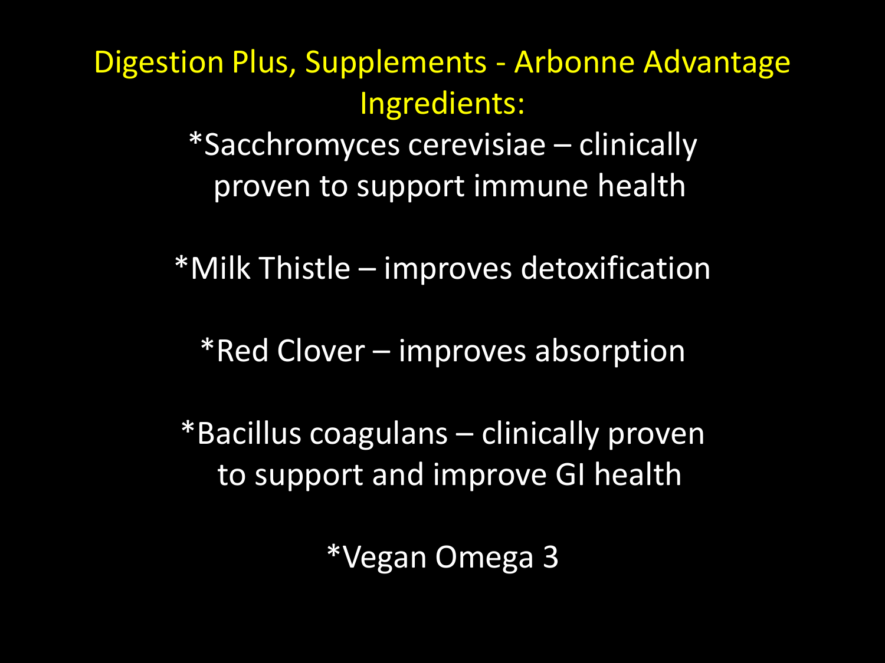# Digestion Plus, Supplements - Arbonne Advantage

## Ingredients:

*Sacchromyces cerevisiae – clinically proven to support immune health

*Milk Thistle – improves detoxification

*Red Clover – improves absorption

*Bacillus coagulans – clinically proven to support and improve GI health

*Vegan Omega 3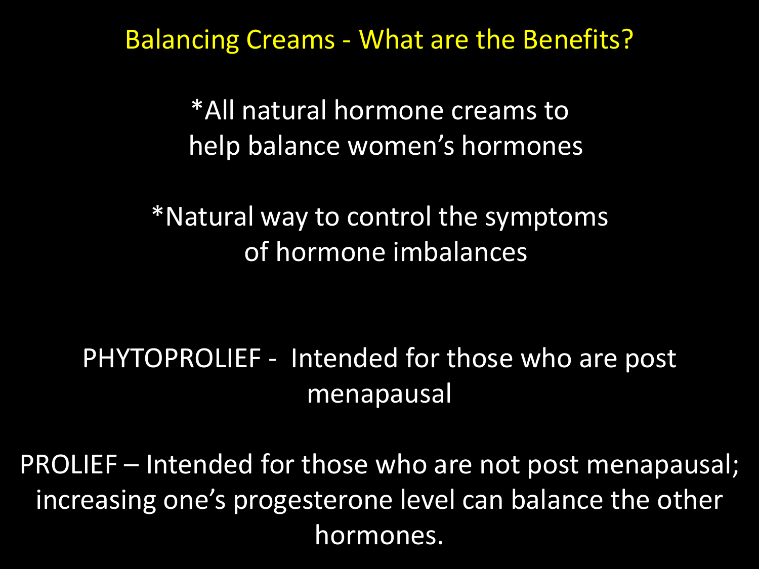# Balancing Creams - What are the Benefits?

*All natural hormone creams to help balance women's hormones

*Natural way to control the symptoms of hormone imbalances

PHYTOPROLIEF - Intended for those who are post menapausal

PROLIEF – Intended for those who are not post menapausal; increasing one's progesterone level can balance the other hormones.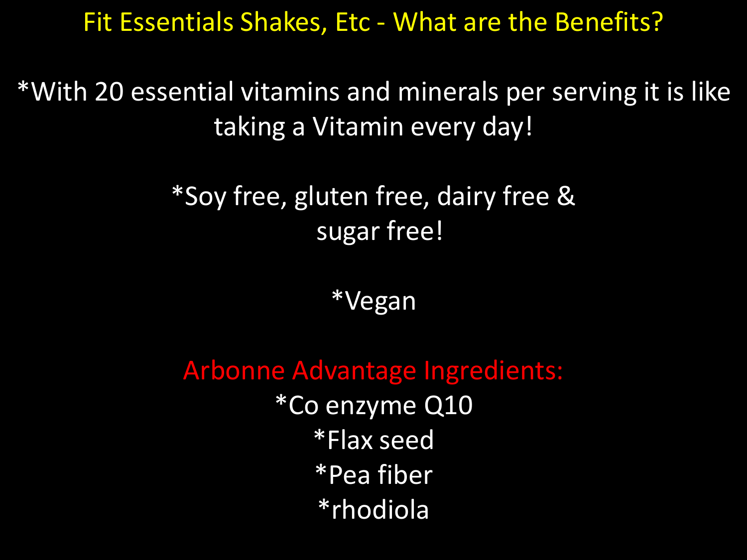# Fit Essentials Shakes, Etc - What are the Benefits?

*With 20 essential vitamins and minerals per serving it is like taking a Vitamin every day!

*Soy free, gluten free, dairy free & sugar free!

*Vegan

## Arbonne Advantage Ingredients:

*Co enzyme Q10
*Flax seed
*Pea fiber
*rhodiola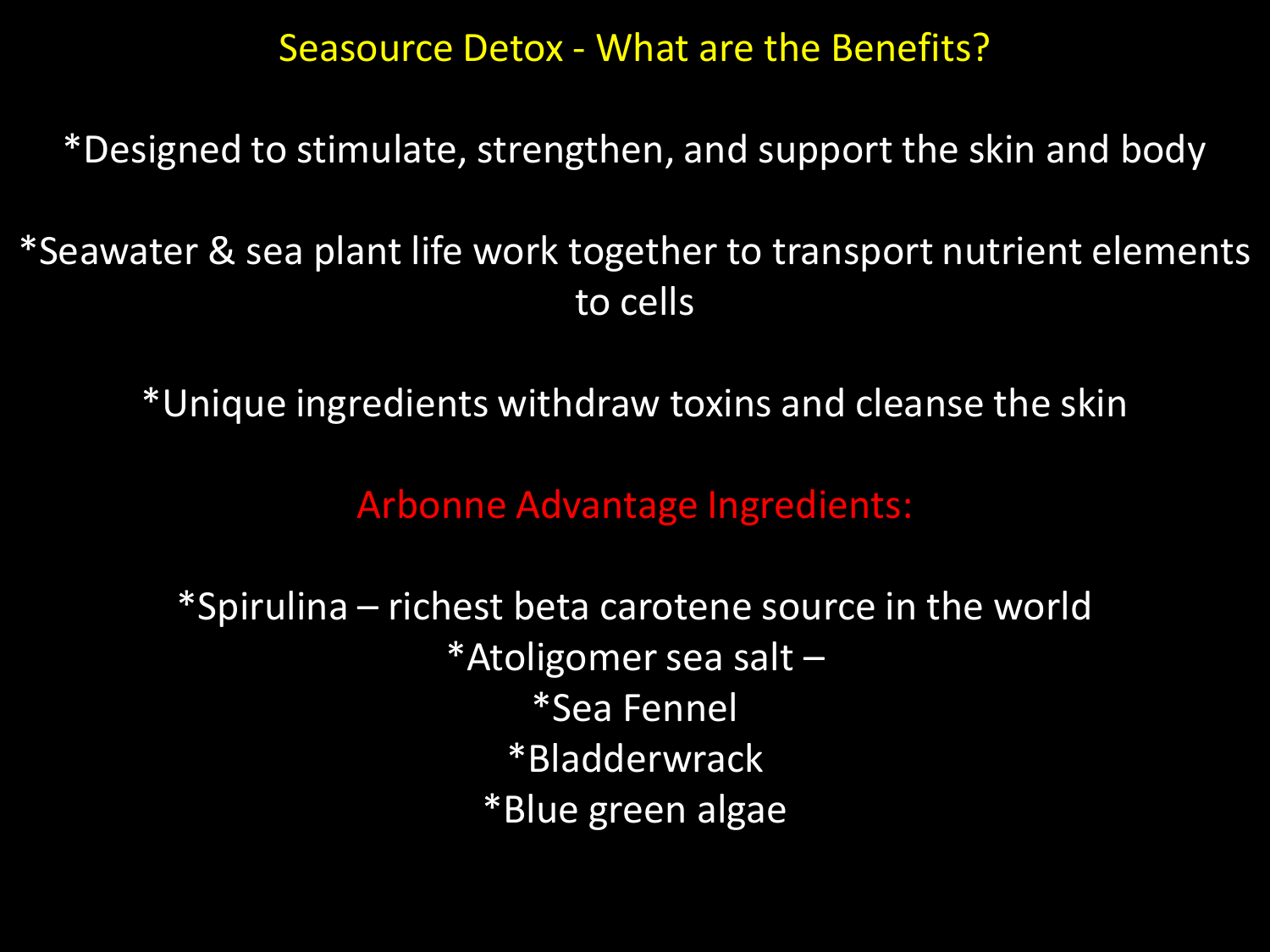# Seasource Detox - What are the Benefits?

*Designed to stimulate, strengthen, and support the skin and body

*Seawater & sea plant life work together to transport nutrient elements to cells

*Unique ingredients withdraw toxins and cleanse the skin

## Arbonne Advantage Ingredients:

*Spirulina – richest beta carotene source in the world
*Atoligomer sea salt –
*Sea Fennel
*Bladderwrack
*Blue green algae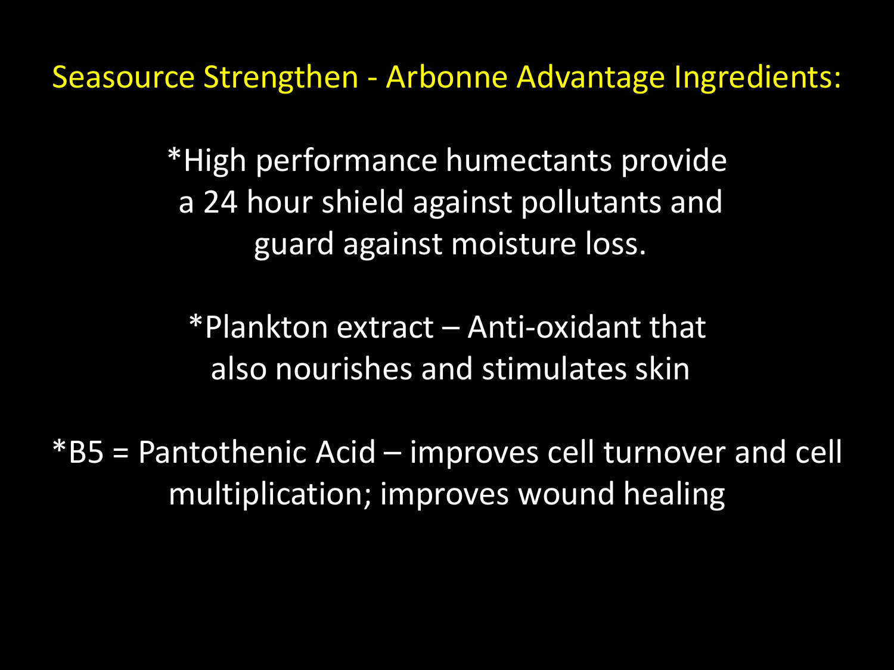## Seasource Strengthen - Arbonne Advantage Ingredients:

*High performance humectants provide a 24 hour shield against pollutants and guard against moisture loss.

*Plankton extract – Anti-oxidant that also nourishes and stimulates skin

*B5 = Pantothenic Acid – improves cell turnover and cell multiplication; improves wound healing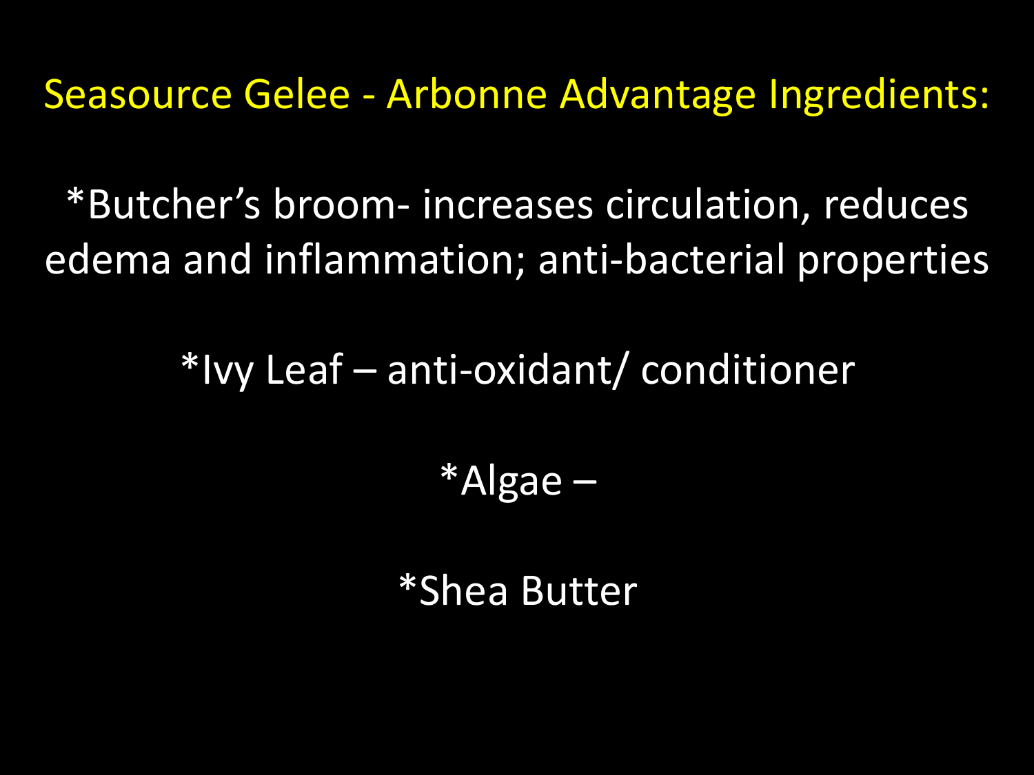# Seasource Gelee - Arbonne Advantage Ingredients:

*Butcher's broom- increases circulation, reduces edema and inflammation; anti-bacterial properties

*Ivy Leaf – anti-oxidant/ conditioner

*Algae –

*Shea Butter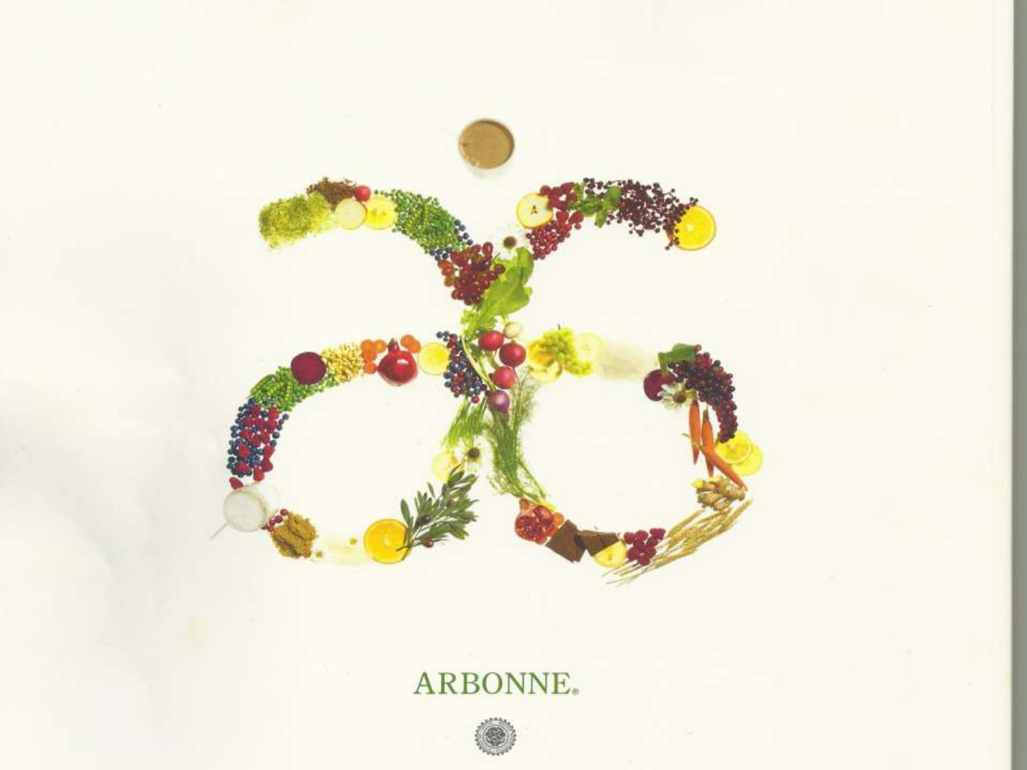ARBONNE®